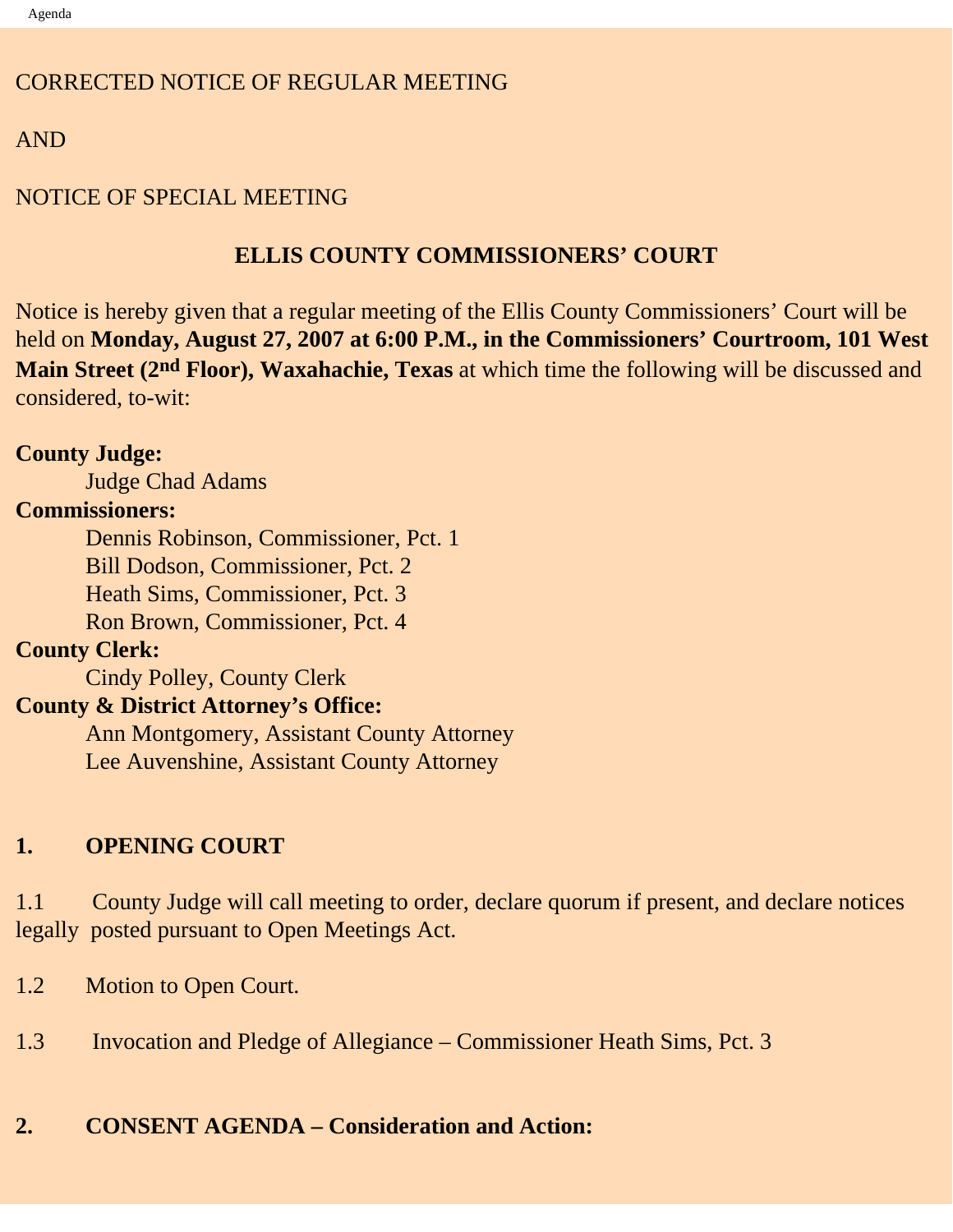CORRECTED NOTICE OF REGULAR MEETING

AND

NOTICE OF SPECIAL MEETING

## ELLIS COUNTY COMMISSIONERS' COURT

Notice is hereby given that a regular meeting of the Ellis County Commissioners' Court will be held on **Monday, August 27, 2007 at 6:00 P.M., in the Commissioners' Courtroom, 101 West Main Street (2nd Floor), Waxahachie, Texas** at which time the following will be discussed and considered, to-wit:

**County Judge:**
Judge Chad Adams

**Commissioners:**
Dennis Robinson, Commissioner, Pct. 1
Bill Dodson, Commissioner, Pct. 2
Heath Sims, Commissioner, Pct. 3
Ron Brown, Commissioner, Pct. 4

**County Clerk:**
Cindy Polley, County Clerk

**County & District Attorney's Office:**
Ann Montgomery, Assistant County Attorney
Lee Auvenshine, Assistant County Attorney

## 1. OPENING COURT

1.1 County Judge will call meeting to order, declare quorum if present, and declare notices legally posted pursuant to Open Meetings Act.

1.2 Motion to Open Court.

1.3 Invocation and Pledge of Allegiance – Commissioner Heath Sims, Pct. 3

## 2. CONSENT AGENDA – Consideration and Action: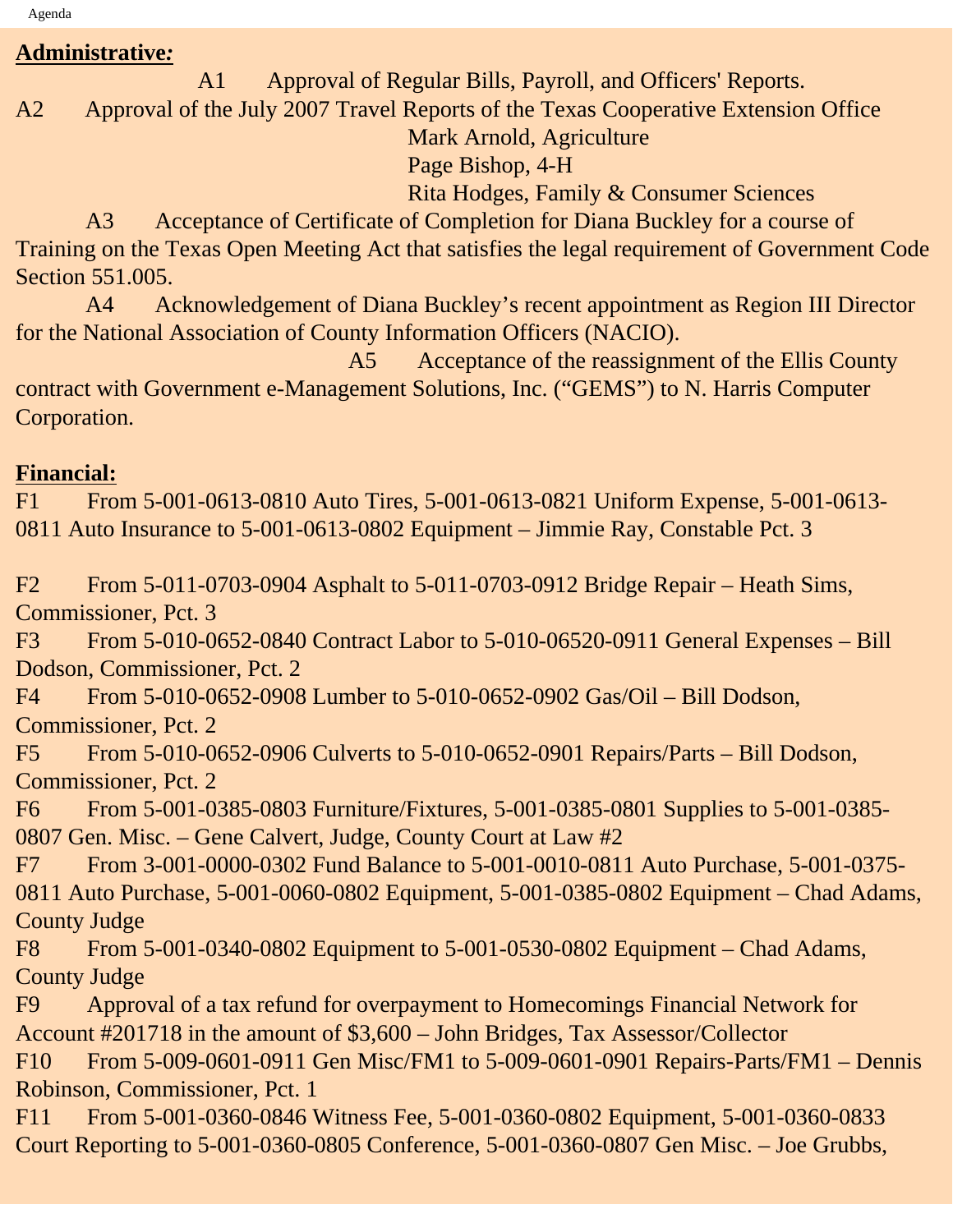**Administrative:**

A1 Approval of Regular Bills, Payroll, and Officers' Reports.

A2 Approval of the July 2007 Travel Reports of the Texas Cooperative Extension Office
Mark Arnold, Agriculture
Page Bishop, 4-H
Rita Hodges, Family & Consumer Sciences

A3 Acceptance of Certificate of Completion for Diana Buckley for a course of Training on the Texas Open Meeting Act that satisfies the legal requirement of Government Code Section 551.005.

A4 Acknowledgement of Diana Buckley's recent appointment as Region III Director for the National Association of County Information Officers (NACIO).

A5 Acceptance of the reassignment of the Ellis County contract with Government e-Management Solutions, Inc. ("GEMS") to N. Harris Computer Corporation.

**Financial:**

F1 From 5-001-0613-0810 Auto Tires, 5-001-0613-0821 Uniform Expense, 5-001-0613-0811 Auto Insurance to 5-001-0613-0802 Equipment – Jimmie Ray, Constable Pct. 3

F2 From 5-011-0703-0904 Asphalt to 5-011-0703-0912 Bridge Repair – Heath Sims, Commissioner, Pct. 3

F3 From 5-010-0652-0840 Contract Labor to 5-010-06520-0911 General Expenses – Bill Dodson, Commissioner, Pct. 2

F4 From 5-010-0652-0908 Lumber to 5-010-0652-0902 Gas/Oil – Bill Dodson, Commissioner, Pct. 2

F5 From 5-010-0652-0906 Culverts to 5-010-0652-0901 Repairs/Parts – Bill Dodson, Commissioner, Pct. 2

F6 From 5-001-0385-0803 Furniture/Fixtures, 5-001-0385-0801 Supplies to 5-001-0385-0807 Gen. Misc. – Gene Calvert, Judge, County Court at Law #2

F7 From 3-001-0000-0302 Fund Balance to 5-001-0010-0811 Auto Purchase, 5-001-0375-0811 Auto Purchase, 5-001-0060-0802 Equipment, 5-001-0385-0802 Equipment – Chad Adams, County Judge

F8 From 5-001-0340-0802 Equipment to 5-001-0530-0802 Equipment – Chad Adams, County Judge

F9 Approval of a tax refund for overpayment to Homecomings Financial Network for Account #201718 in the amount of $3,600 – John Bridges, Tax Assessor/Collector

F10 From 5-009-0601-0911 Gen Misc/FM1 to 5-009-0601-0901 Repairs-Parts/FM1 – Dennis Robinson, Commissioner, Pct. 1

F11 From 5-001-0360-0846 Witness Fee, 5-001-0360-0802 Equipment, 5-001-0360-0833 Court Reporting to 5-001-0360-0805 Conference, 5-001-0360-0807 Gen Misc. – Joe Grubbs,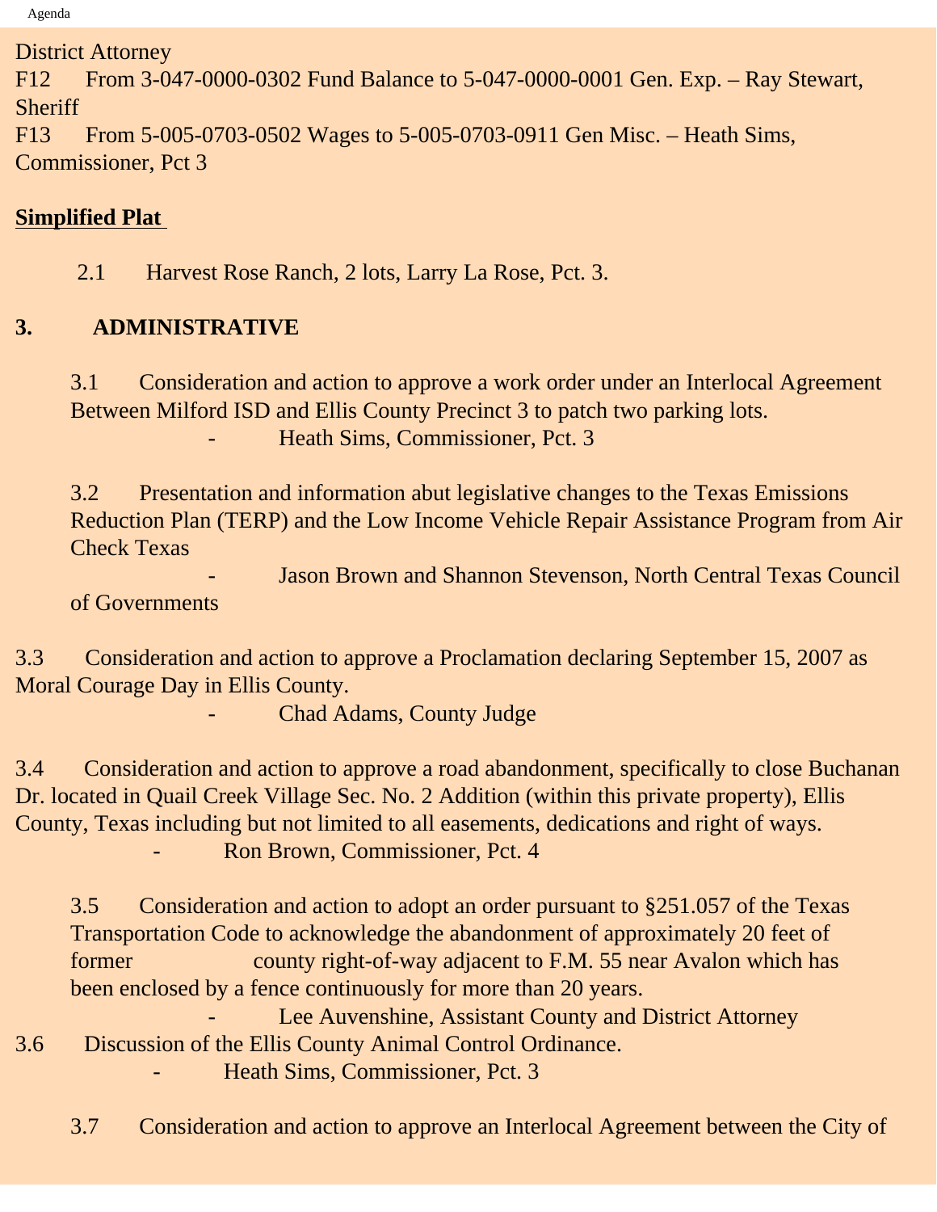District Attorney

F12 From 3-047-0000-0302 Fund Balance to 5-047-0000-0001 Gen. Exp. – Ray Stewart, Sheriff

F13 From 5-005-0703-0502 Wages to 5-005-0703-0911 Gen Misc. – Heath Sims, Commissioner, Pct 3

**Simplified Plat**

2.1 Harvest Rose Ranch, 2 lots, Larry La Rose, Pct. 3.

## 3. ADMINISTRATIVE

3.1 Consideration and action to approve a work order under an Interlocal Agreement Between Milford ISD and Ellis County Precinct 3 to patch two parking lots.

- Heath Sims, Commissioner, Pct. 3

3.2 Presentation and information abut legislative changes to the Texas Emissions Reduction Plan (TERP) and the Low Income Vehicle Repair Assistance Program from Air Check Texas

- Jason Brown and Shannon Stevenson, North Central Texas Council of Governments

3.3 Consideration and action to approve a Proclamation declaring September 15, 2007 as Moral Courage Day in Ellis County.

- Chad Adams, County Judge

3.4 Consideration and action to approve a road abandonment, specifically to close Buchanan Dr. located in Quail Creek Village Sec. No. 2 Addition (within this private property), Ellis County, Texas including but not limited to all easements, dedications and right of ways.

- Ron Brown, Commissioner, Pct. 4

3.5 Consideration and action to adopt an order pursuant to §251.057 of the Texas Transportation Code to acknowledge the abandonment of approximately 20 feet of former county right-of-way adjacent to F.M. 55 near Avalon which has been enclosed by a fence continuously for more than 20 years.

- Lee Auvenshine, Assistant County and District Attorney

3.6 Discussion of the Ellis County Animal Control Ordinance.

- Heath Sims, Commissioner, Pct. 3

3.7 Consideration and action to approve an Interlocal Agreement between the City of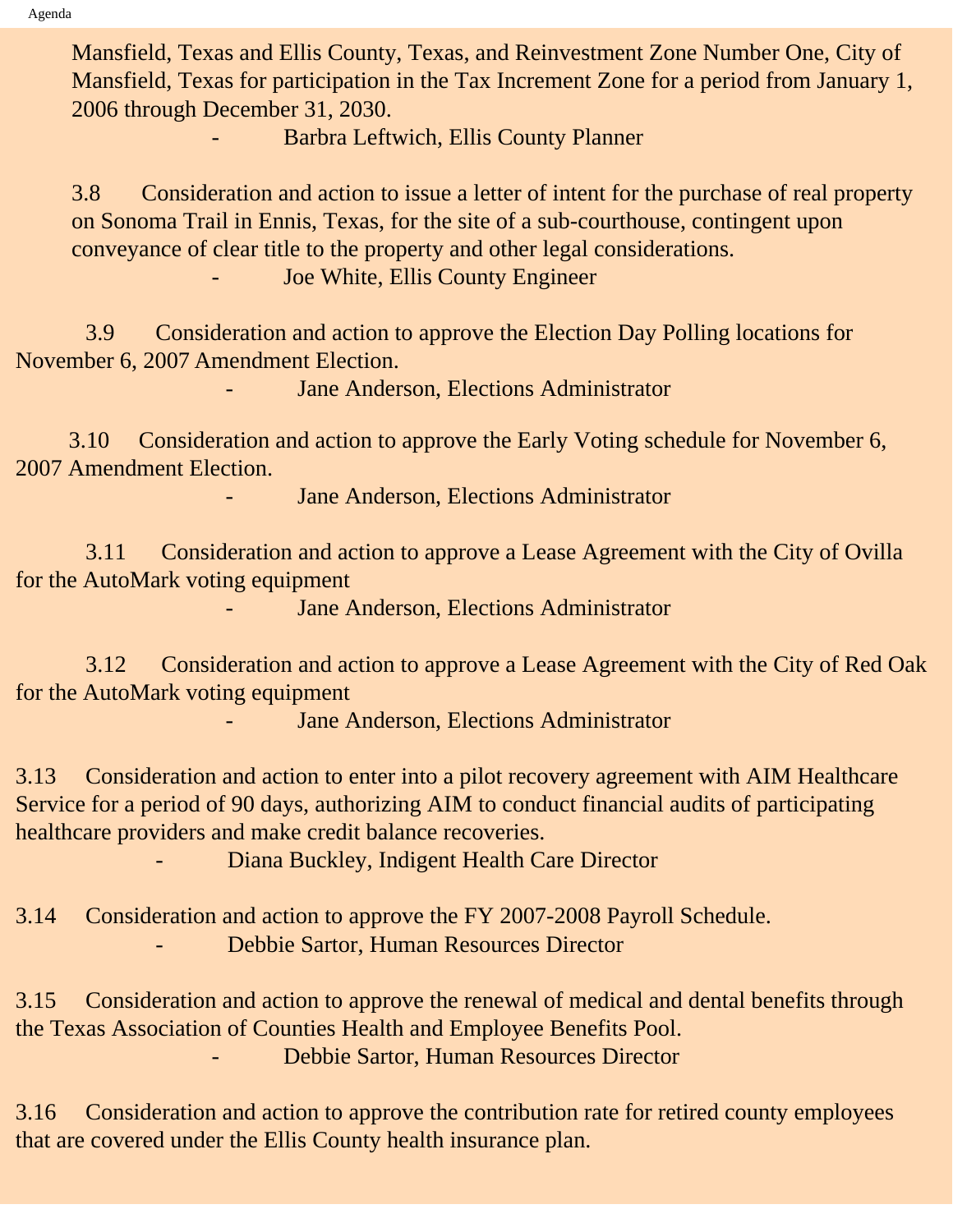Mansfield, Texas and Ellis County, Texas, and Reinvestment Zone Number One, City of Mansfield, Texas for participation in the Tax Increment Zone for a period from January 1, 2006 through December 31, 2030.

- Barbra Leftwich, Ellis County Planner

3.8 Consideration and action to issue a letter of intent for the purchase of real property on Sonoma Trail in Ennis, Texas, for the site of a sub-courthouse, contingent upon conveyance of clear title to the property and other legal considerations.

- Joe White, Ellis County Engineer

3.9 Consideration and action to approve the Election Day Polling locations for November 6, 2007 Amendment Election.

- Jane Anderson, Elections Administrator

3.10 Consideration and action to approve the Early Voting schedule for November 6, 2007 Amendment Election.

- Jane Anderson, Elections Administrator

3.11 Consideration and action to approve a Lease Agreement with the City of Ovilla for the AutoMark voting equipment

- Jane Anderson, Elections Administrator

3.12 Consideration and action to approve a Lease Agreement with the City of Red Oak for the AutoMark voting equipment

- Jane Anderson, Elections Administrator

3.13 Consideration and action to enter into a pilot recovery agreement with AIM Healthcare Service for a period of 90 days, authorizing AIM to conduct financial audits of participating healthcare providers and make credit balance recoveries.

- Diana Buckley, Indigent Health Care Director

3.14 Consideration and action to approve the FY 2007-2008 Payroll Schedule.

- Debbie Sartor, Human Resources Director

3.15 Consideration and action to approve the renewal of medical and dental benefits through the Texas Association of Counties Health and Employee Benefits Pool.

- Debbie Sartor, Human Resources Director

3.16 Consideration and action to approve the contribution rate for retired county employees that are covered under the Ellis County health insurance plan.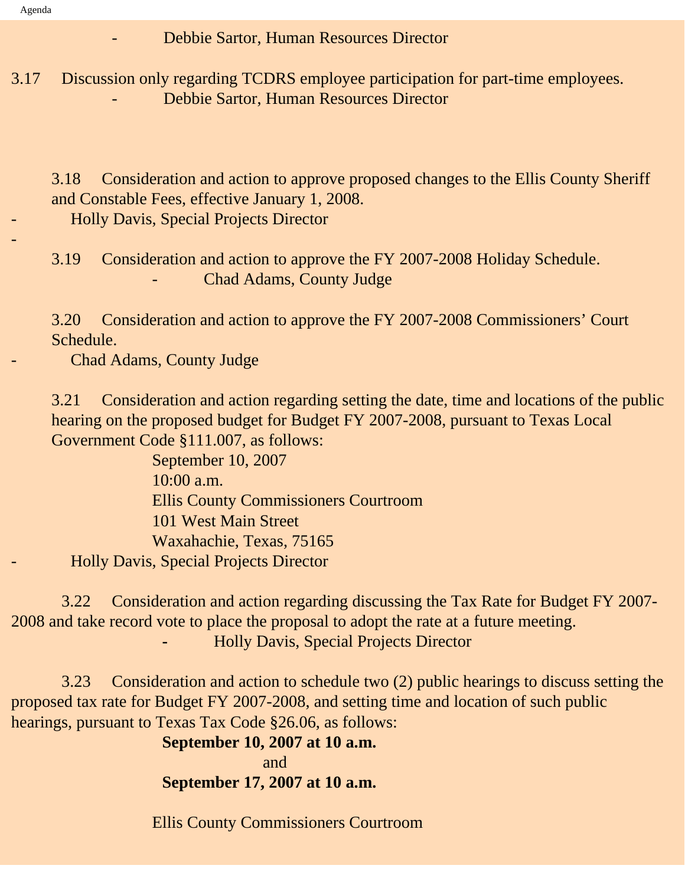- Debbie Sartor, Human Resources Director

3.17 Discussion only regarding TCDRS employee participation for part-time employees.

- Debbie Sartor, Human Resources Director

3.18 Consideration and action to approve proposed changes to the Ellis County Sheriff and Constable Fees, effective January 1, 2008.

- Holly Davis, Special Projects Director
-

3.19 Consideration and action to approve the FY 2007-2008 Holiday Schedule.

- Chad Adams, County Judge

3.20 Consideration and action to approve the FY 2007-2008 Commissioners' Court Schedule.

- Chad Adams, County Judge

3.21 Consideration and action regarding setting the date, time and locations of the public hearing on the proposed budget for Budget FY 2007-2008, pursuant to Texas Local Government Code §111.007, as follows:

September 10, 2007
10:00 a.m.
Ellis County Commissioners Courtroom
101 West Main Street
Waxahachie, Texas, 75165

- Holly Davis, Special Projects Director

3.22 Consideration and action regarding discussing the Tax Rate for Budget FY 2007-2008 and take record vote to place the proposal to adopt the rate at a future meeting.

- Holly Davis, Special Projects Director

3.23 Consideration and action to schedule two (2) public hearings to discuss setting the proposed tax rate for Budget FY 2007-2008, and setting time and location of such public hearings, pursuant to Texas Tax Code §26.06, as follows:

**September 10, 2007 at 10 a.m.**
and
**September 17, 2007 at 10 a.m.**

Ellis County Commissioners Courtroom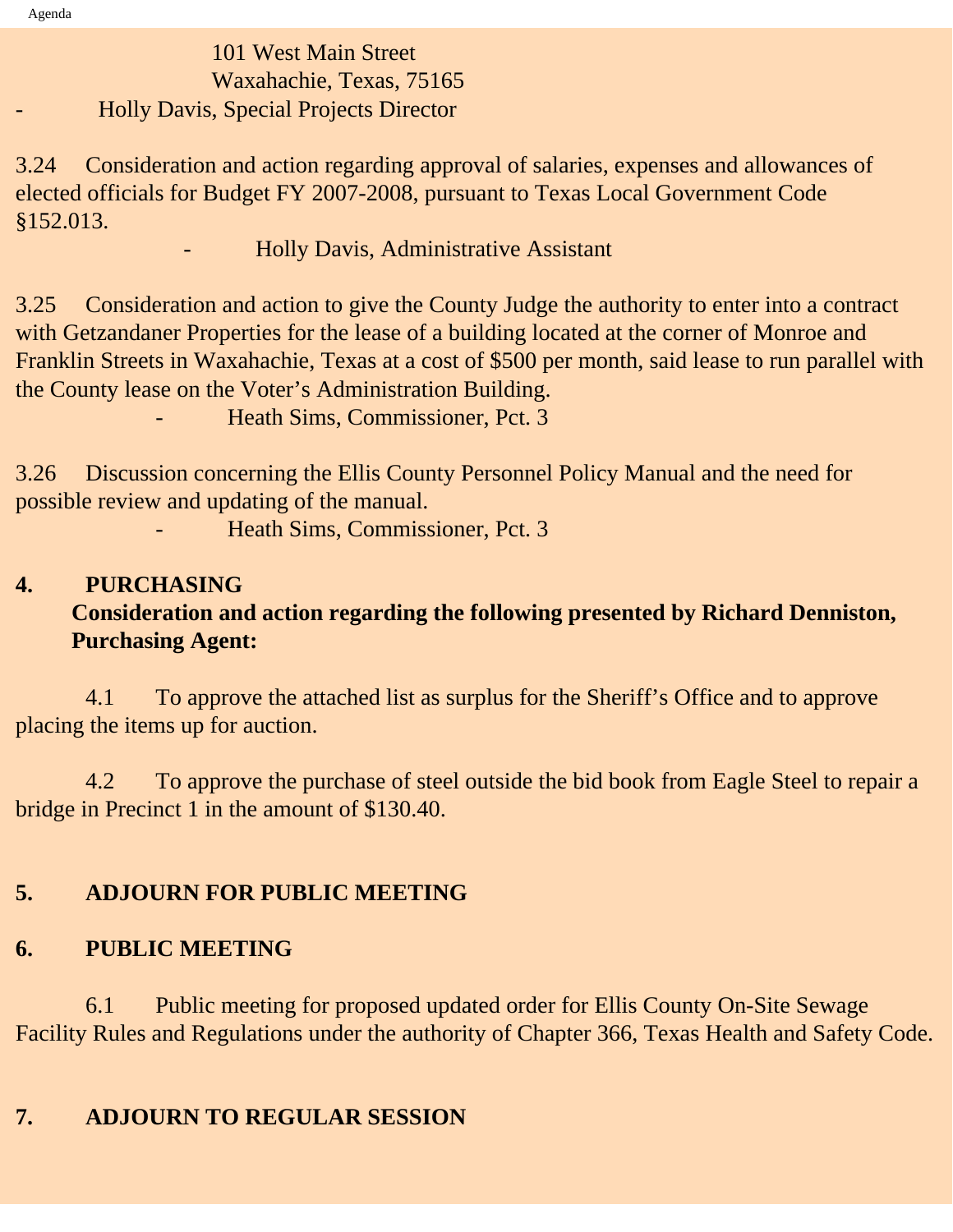101 West Main Street
Waxahachie, Texas, 75165

- Holly Davis, Special Projects Director

3.24 Consideration and action regarding approval of salaries, expenses and allowances of elected officials for Budget FY 2007-2008, pursuant to Texas Local Government Code §152.013.

- Holly Davis, Administrative Assistant

3.25 Consideration and action to give the County Judge the authority to enter into a contract with Getzandaner Properties for the lease of a building located at the corner of Monroe and Franklin Streets in Waxahachie, Texas at a cost of $500 per month, said lease to run parallel with the County lease on the Voter's Administration Building.

- Heath Sims, Commissioner, Pct. 3

3.26 Discussion concerning the Ellis County Personnel Policy Manual and the need for possible review and updating of the manual.

- Heath Sims, Commissioner, Pct. 3

**4. PURCHASING**

**Consideration and action regarding the following presented by Richard Denniston, Purchasing Agent:**

4.1 To approve the attached list as surplus for the Sheriff's Office and to approve placing the items up for auction.

4.2 To approve the purchase of steel outside the bid book from Eagle Steel to repair a bridge in Precinct 1 in the amount of $130.40.

**5. ADJOURN FOR PUBLIC MEETING**

**6. PUBLIC MEETING**

6.1 Public meeting for proposed updated order for Ellis County On-Site Sewage Facility Rules and Regulations under the authority of Chapter 366, Texas Health and Safety Code.

**7. ADJOURN TO REGULAR SESSION**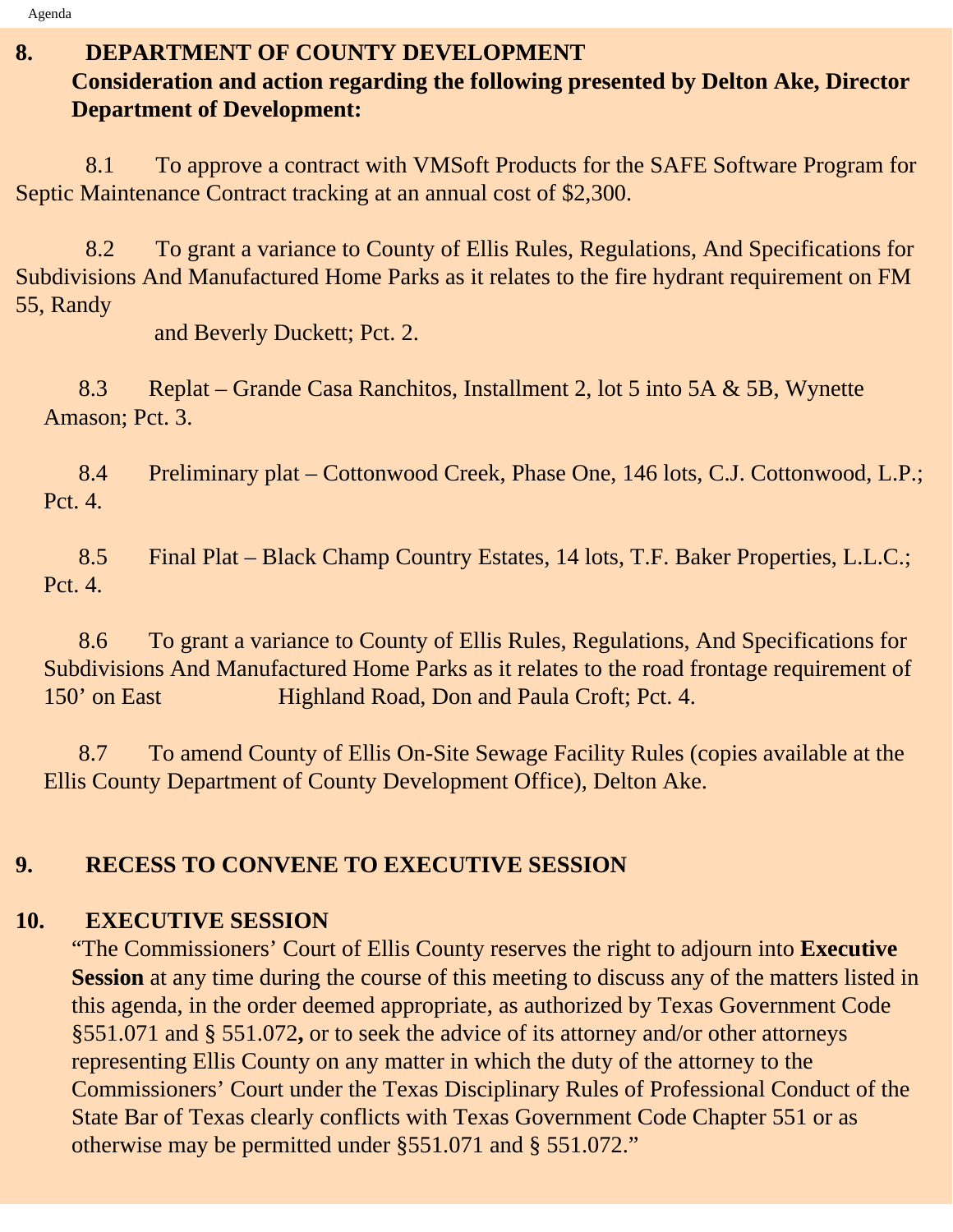## 8. DEPARTMENT OF COUNTY DEVELOPMENT

**Consideration and action regarding the following presented by Delton Ake, Director Department of Development:**

8.1 To approve a contract with VMSoft Products for the SAFE Software Program for Septic Maintenance Contract tracking at an annual cost of $2,300.

8.2 To grant a variance to County of Ellis Rules, Regulations, And Specifications for Subdivisions And Manufactured Home Parks as it relates to the fire hydrant requirement on FM 55, Randy and Beverly Duckett; Pct. 2.

8.3 Replat – Grande Casa Ranchitos, Installment 2, lot 5 into 5A & 5B, Wynette Amason; Pct. 3.

8.4 Preliminary plat – Cottonwood Creek, Phase One, 146 lots, C.J. Cottonwood, L.P.; Pct. 4.

8.5 Final Plat – Black Champ Country Estates, 14 lots, T.F. Baker Properties, L.L.C.; Pct. 4.

8.6 To grant a variance to County of Ellis Rules, Regulations, And Specifications for Subdivisions And Manufactured Home Parks as it relates to the road frontage requirement of 150' on East Highland Road, Don and Paula Croft; Pct. 4.

8.7 To amend County of Ellis On-Site Sewage Facility Rules (copies available at the Ellis County Department of County Development Office), Delton Ake.

## 9. RECESS TO CONVENE TO EXECUTIVE SESSION

## 10. EXECUTIVE SESSION

"The Commissioners' Court of Ellis County reserves the right to adjourn into **Executive Session** at any time during the course of this meeting to discuss any of the matters listed in this agenda, in the order deemed appropriate, as authorized by Texas Government Code §551.071 and § 551.072**,** or to seek the advice of its attorney and/or other attorneys representing Ellis County on any matter in which the duty of the attorney to the Commissioners' Court under the Texas Disciplinary Rules of Professional Conduct of the State Bar of Texas clearly conflicts with Texas Government Code Chapter 551 or as otherwise may be permitted under §551.071 and § 551.072."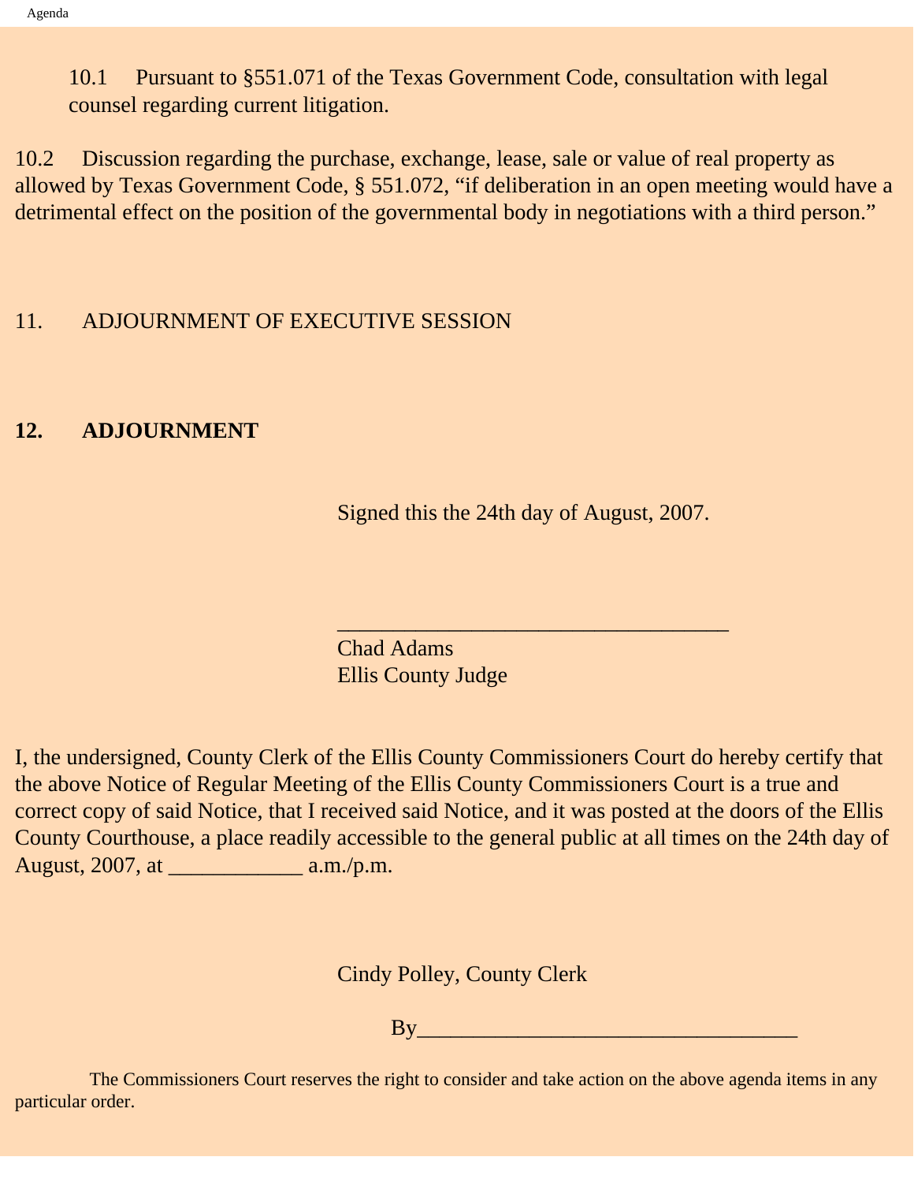10.1 Pursuant to §551.071 of the Texas Government Code, consultation with legal counsel regarding current litigation.

10.2 Discussion regarding the purchase, exchange, lease, sale or value of real property as allowed by Texas Government Code, § 551.072, “if deliberation in an open meeting would have a detrimental effect on the position of the governmental body in negotiations with a third person.”

11. ADJOURNMENT OF EXECUTIVE SESSION

**12. ADJOURNMENT**

Signed this the 24th day of August, 2007.

___________________________________
Chad Adams
Ellis County Judge

I, the undersigned, County Clerk of the Ellis County Commissioners Court do hereby certify that the above Notice of Regular Meeting of the Ellis County Commissioners Court is a true and correct copy of said Notice, that I received said Notice, and it was posted at the doors of the Ellis County Courthouse, a place readily accessible to the general public at all times on the 24th day of August, 2007, at ____________ a.m./p.m.

Cindy Polley, County Clerk

By__________________________________

The Commissioners Court reserves the right to consider and take action on the above agenda items in any particular order.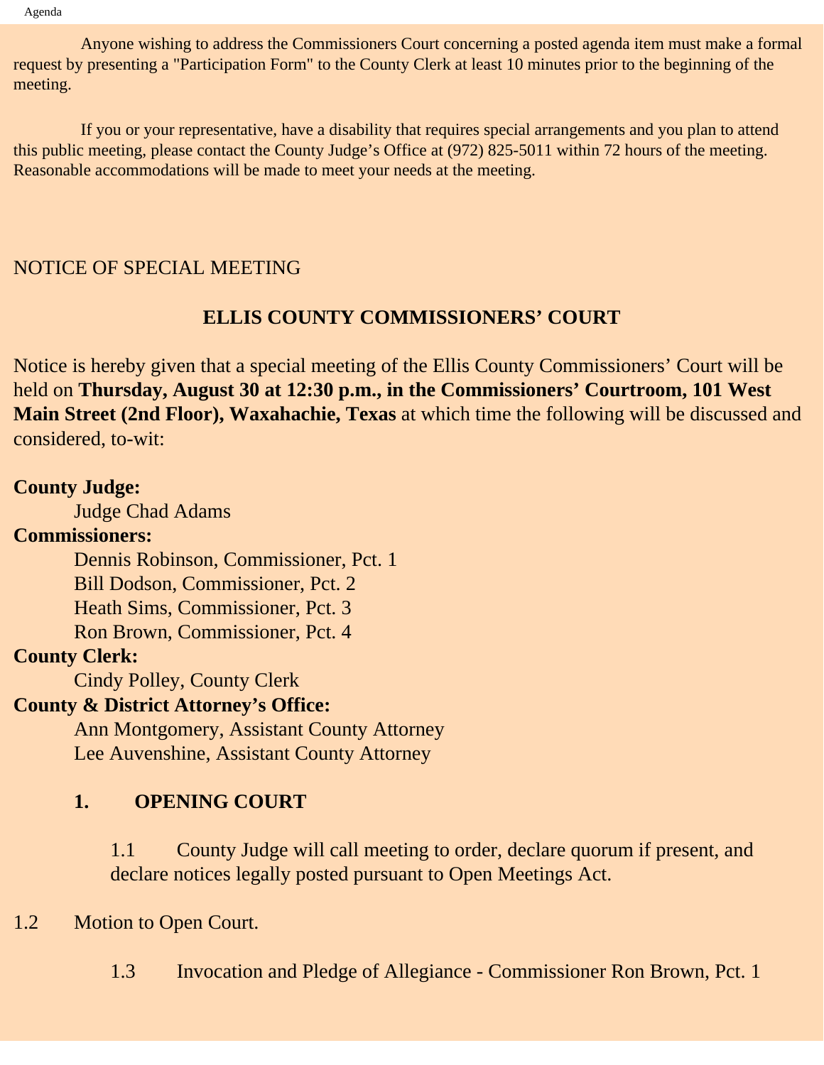Anyone wishing to address the Commissioners Court concerning a posted agenda item must make a formal request by presenting a "Participation Form" to the County Clerk at least 10 minutes prior to the beginning of the meeting.

If you or your representative, have a disability that requires special arrangements and you plan to attend this public meeting, please contact the County Judge's Office at (972) 825-5011 within 72 hours of the meeting. Reasonable accommodations will be made to meet your needs at the meeting.

NOTICE OF SPECIAL MEETING

## ELLIS COUNTY COMMISSIONERS' COURT

Notice is hereby given that a special meeting of the Ellis County Commissioners' Court will be held on **Thursday, August 30 at 12:30 p.m., in the Commissioners' Courtroom, 101 West Main Street (2nd Floor), Waxahachie, Texas** at which time the following will be discussed and considered, to-wit:

**County Judge:**
Judge Chad Adams

**Commissioners:**
Dennis Robinson, Commissioner, Pct. 1
Bill Dodson, Commissioner, Pct. 2
Heath Sims, Commissioner, Pct. 3
Ron Brown, Commissioner, Pct. 4

**County Clerk:**
Cindy Polley, County Clerk

**County & District Attorney's Office:**
Ann Montgomery, Assistant County Attorney
Lee Auvenshine, Assistant County Attorney

**1. OPENING COURT**

1.1 County Judge will call meeting to order, declare quorum if present, and declare notices legally posted pursuant to Open Meetings Act.

1.2 Motion to Open Court.

1.3 Invocation and Pledge of Allegiance - Commissioner Ron Brown, Pct. 1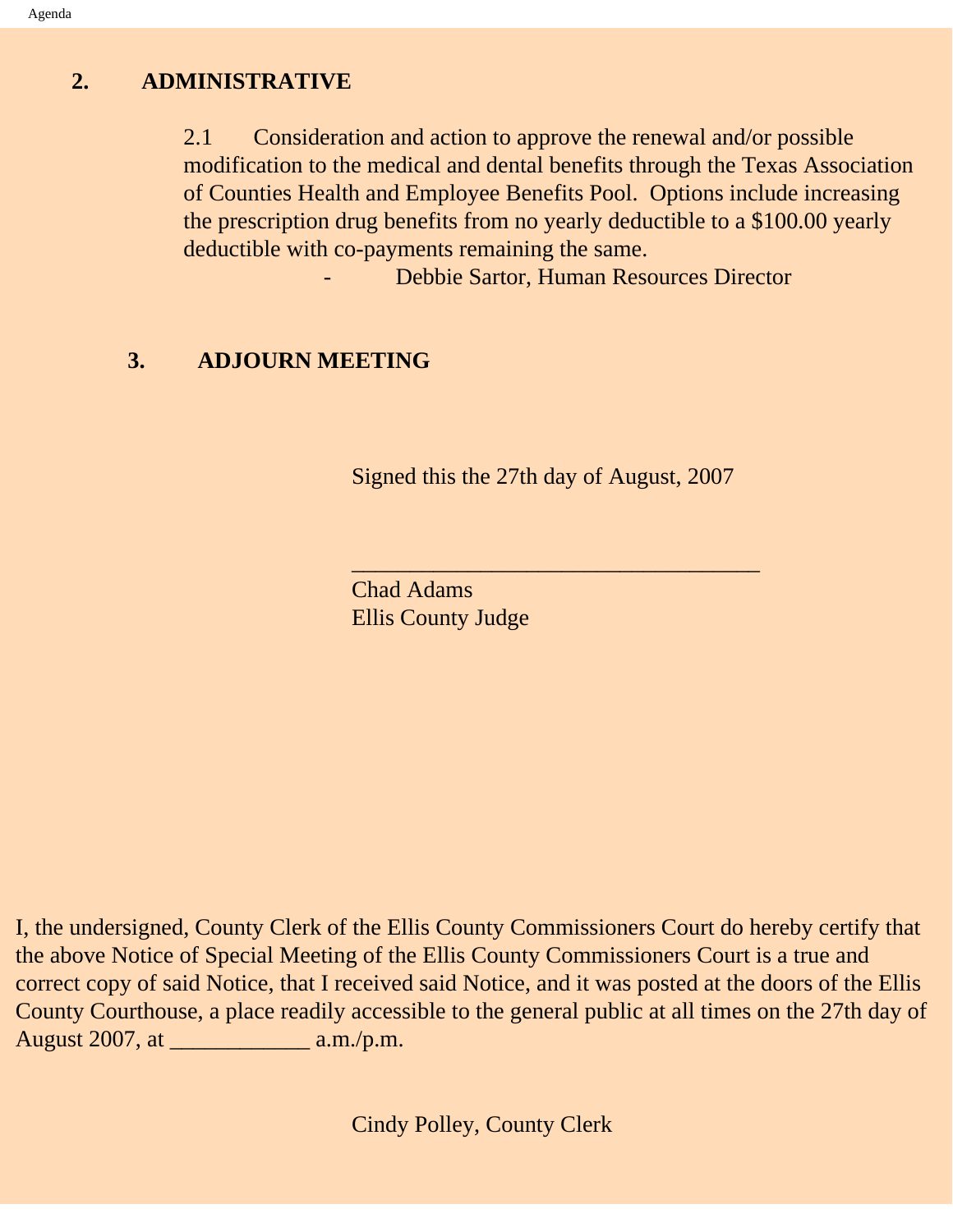## 2. ADMINISTRATIVE

2.1 Consideration and action to approve the renewal and/or possible modification to the medical and dental benefits through the Texas Association of Counties Health and Employee Benefits Pool. Options include increasing the prescription drug benefits from no yearly deductible to a $100.00 yearly deductible with co-payments remaining the same.

- Debbie Sartor, Human Resources Director

## 3. ADJOURN MEETING

Signed this the 27th day of August, 2007

___________________________________

Chad Adams
Ellis County Judge

I, the undersigned, County Clerk of the Ellis County Commissioners Court do hereby certify that the above Notice of Special Meeting of the Ellis County Commissioners Court is a true and correct copy of said Notice, that I received said Notice, and it was posted at the doors of the Ellis County Courthouse, a place readily accessible to the general public at all times on the 27th day of August 2007, at ____________ a.m./p.m.

Cindy Polley, County Clerk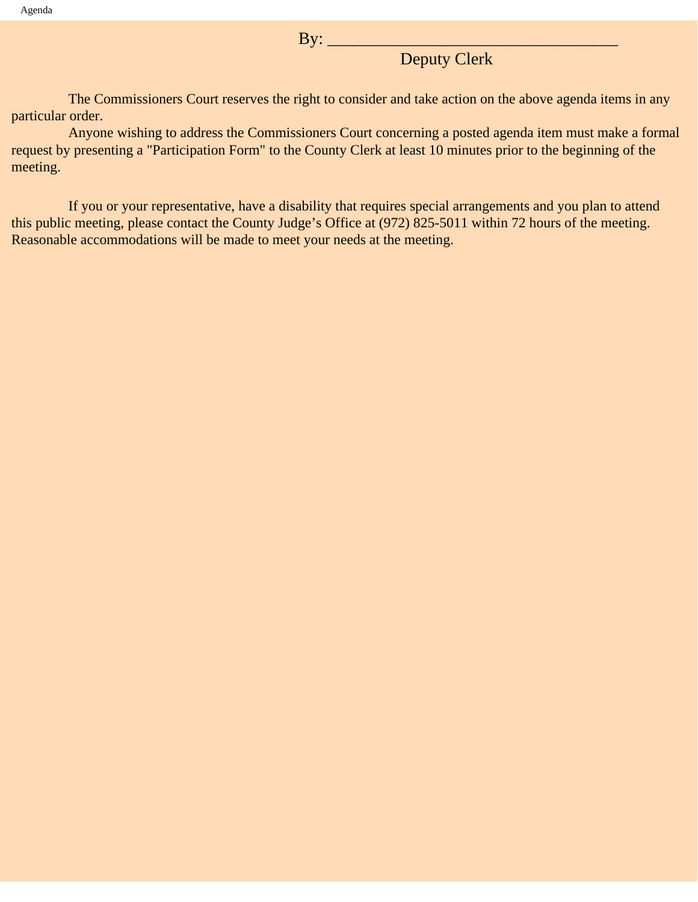By: ________________________________
Deputy Clerk

The Commissioners Court reserves the right to consider and take action on the above agenda items in any particular order.

Anyone wishing to address the Commissioners Court concerning a posted agenda item must make a formal request by presenting a "Participation Form" to the County Clerk at least 10 minutes prior to the beginning of the meeting.

If you or your representative, have a disability that requires special arrangements and you plan to attend this public meeting, please contact the County Judge's Office at (972) 825-5011 within 72 hours of the meeting. Reasonable accommodations will be made to meet your needs at the meeting.